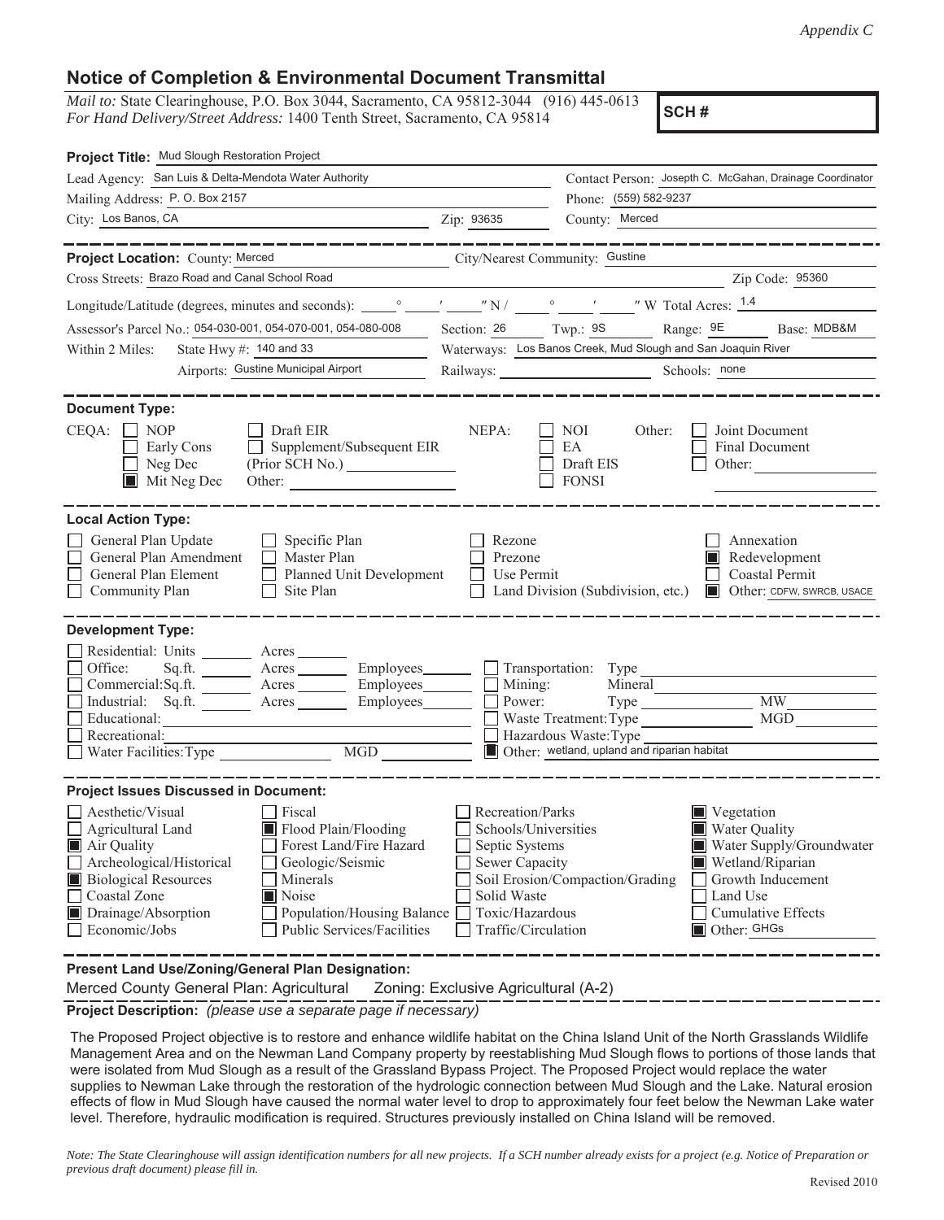*Appendix C*

## Notice of Completion & Environmental Document Transmittal

*Mail to:* State Clearinghouse, P.O. Box 3044, Sacramento, CA 95812-3044 (916) 445-0613
*For Hand Delivery/Street Address:* 1400 Tenth Street, Sacramento, CA 95814

**SCH #**

**Project Title:** Mud Slough Restoration Project

Lead Agency: San Luis & Delta-Mendota Water Authority
Contact Person: Joseph C. McGahan, Drainage Coordinator
Mailing Address: P. O. Box 2157
Phone: (559) 582-9237
City: Los Banos, CA Zip: 93635 County: Merced

---

**Project Location:** County: Merced City/Nearest Community: Gustine
Cross Streets: Brazo Road and Canal School Road Zip Code: 95360
Longitude/Latitude (degrees, minutes and seconds): ____° ____′ ____″ N / ____° ____′ ____″ W Total Acres: 1.4
Assessor's Parcel No.: 054-030-001, 054-070-001, 054-080-008 Section: 26 Twp.: 9S Range: 9E Base: MDB&M
Within 2 Miles: State Hwy #: 140 and 33 Waterways: Los Banos Creek, Mud Slough and San Joaquin River
Airports: Gustine Municipal Airport Railways: ________ Schools: none

---

**Document Type:**

CEQA:
- ☐ NOP
- ☐ Early Cons
- ☐ Neg Dec
- ■ Mit Neg Dec
- ☐ Draft EIR
- ☐ Supplement/Subsequent EIR (Prior SCH No.) ________
- Other: ________

NEPA:
- ☐ NOI
- ☐ EA
- ☐ Draft EIS
- ☐ FONSI

Other:
- ☐ Joint Document
- ☐ Final Document
- ☐ Other: ________

---

**Local Action Type:**

- ☐ General Plan Update
- ☐ General Plan Amendment
- ☐ General Plan Element
- ☐ Community Plan
- ☐ Specific Plan
- ☐ Master Plan
- ☐ Planned Unit Development
- ☐ Site Plan
- ☐ Rezone
- ☐ Prezone
- ☐ Use Permit
- ☐ Land Division (Subdivision, etc.)
- ☐ Annexation
- ■ Redevelopment
- ☐ Coastal Permit
- ■ Other: CDFW, SWRCB, USACE

---

**Development Type:**

- ☐ Residential: Units ____ Acres ____
- ☐ Office: Sq.ft. ____ Acres ____ Employees ____
- ☐ Commercial: Sq.ft. ____ Acres ____ Employees ____
- ☐ Industrial: Sq.ft. ____ Acres ____ Employees ____
- ☐ Educational: ________
- ☐ Recreational: ________
- ☐ Water Facilities: Type ________ MGD ____
- ☐ Transportation: Type ________
- ☐ Mining: Mineral ________
- ☐ Power: Type ________ MW ____
- ☐ Waste Treatment: Type ________ MGD ____
- ☐ Hazardous Waste: Type ________
- ■ Other: wetland, upland and riparian habitat

---

**Project Issues Discussed in Document:**

- ☐ Aesthetic/Visual
- ☐ Agricultural Land
- ■ Air Quality
- ☐ Archeological/Historical
- ■ Biological Resources
- ☐ Coastal Zone
- ■ Drainage/Absorption
- ☐ Economic/Jobs
- ☐ Fiscal
- ■ Flood Plain/Flooding
- ☐ Forest Land/Fire Hazard
- ☐ Geologic/Seismic
- ☐ Minerals
- ■ Noise
- ☐ Population/Housing Balance
- ☐ Public Services/Facilities
- ☐ Recreation/Parks
- ☐ Schools/Universities
- ☐ Septic Systems
- ☐ Sewer Capacity
- ☐ Soil Erosion/Compaction/Grading
- ☐ Solid Waste
- ☐ Toxic/Hazardous
- ☐ Traffic/Circulation
- ■ Vegetation
- ■ Water Quality
- ■ Water Supply/Groundwater
- ■ Wetland/Riparian
- ☐ Growth Inducement
- ☐ Land Use
- ☐ Cumulative Effects
- ■ Other: GHGs

---

**Present Land Use/Zoning/General Plan Designation:**

Merced County General Plan: Agricultural Zoning: Exclusive Agricultural (A-2)

**Project Description:** *(please use a separate page if necessary)*

The Proposed Project objective is to restore and enhance wildlife habitat on the China Island Unit of the North Grasslands Wildlife Management Area and on the Newman Land Company property by reestablishing Mud Slough flows to portions of those lands that were isolated from Mud Slough as a result of the Grassland Bypass Project. The Proposed Project would replace the water supplies to Newman Lake through the restoration of the hydrologic connection between Mud Slough and the Lake. Natural erosion effects of flow in Mud Slough have caused the normal water level to drop to approximately four feet below the Newman Lake water level. Therefore, hydraulic modification is required. Structures previously installed on China Island will be removed.

*Note: The State Clearinghouse will assign identification numbers for all new projects. If a SCH number already exists for a project (e.g. Notice of Preparation or previous draft document) please fill in.*

Revised 2010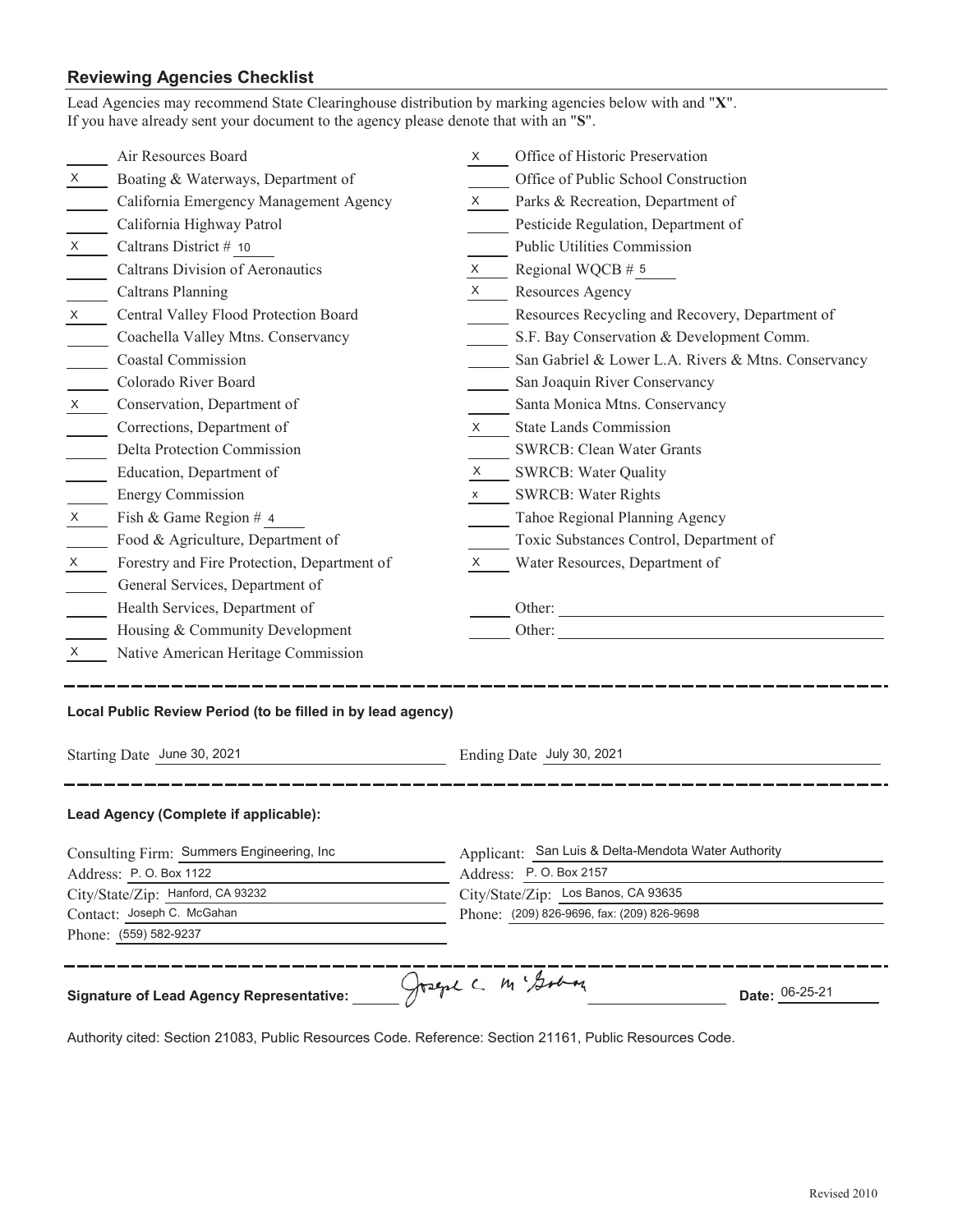## Reviewing Agencies Checklist

Lead Agencies may recommend State Clearinghouse distribution by marking agencies below with and "**X**".
If you have already sent your document to the agency please denote that with an "**S**".

| | | | |
|---|---|---|---|
| | Air Resources Board | X | Office of Historic Preservation |
| X | Boating & Waterways, Department of | | Office of Public School Construction |
| | California Emergency Management Agency | X | Parks & Recreation, Department of |
| | California Highway Patrol | | Pesticide Regulation, Department of |
| X | Caltrans District # 10 | | Public Utilities Commission |
| | Caltrans Division of Aeronautics | X | Regional WQCB # 5 |
| | Caltrans Planning | X | Resources Agency |
| X | Central Valley Flood Protection Board | | Resources Recycling and Recovery, Department of |
| | Coachella Valley Mtns. Conservancy | | S.F. Bay Conservation & Development Comm. |
| | Coastal Commission | | San Gabriel & Lower L.A. Rivers & Mtns. Conservancy |
| | Colorado River Board | | San Joaquin River Conservancy |
| X | Conservation, Department of | | Santa Monica Mtns. Conservancy |
| | Corrections, Department of | X | State Lands Commission |
| | Delta Protection Commission | | SWRCB: Clean Water Grants |
| | Education, Department of | X | SWRCB: Water Quality |
| | Energy Commission | x | SWRCB: Water Rights |
| X | Fish & Game Region # 4 | | Tahoe Regional Planning Agency |
| | Food & Agriculture, Department of | | Toxic Substances Control, Department of |
| X | Forestry and Fire Protection, Department of | X | Water Resources, Department of |
| | General Services, Department of | | |
| | Health Services, Department of | | Other: |
| | Housing & Community Development | | Other: |
| X | Native American Heritage Commission | | |

**Local Public Review Period (to be filled in by lead agency)**

Starting Date June 30, 2021 Ending Date July 30, 2021

**Lead Agency (Complete if applicable):**

Consulting Firm: Summers Engineering, Inc
Address: P. O. Box 1122
City/State/Zip: Hanford, CA 93232
Contact: Joseph C. McGahan
Phone: (559) 582-9237

Applicant: San Luis & Delta-Mendota Water Authority
Address: P. O. Box 2157
City/State/Zip: Los Banos, CA 93635
Phone: (209) 826-9696, fax: (209) 826-9698

**Signature of Lead Agency Representative:** Joseph C. McGahan **Date:** 06-25-21

Authority cited: Section 21083, Public Resources Code. Reference: Section 21161, Public Resources Code.

Revised 2010